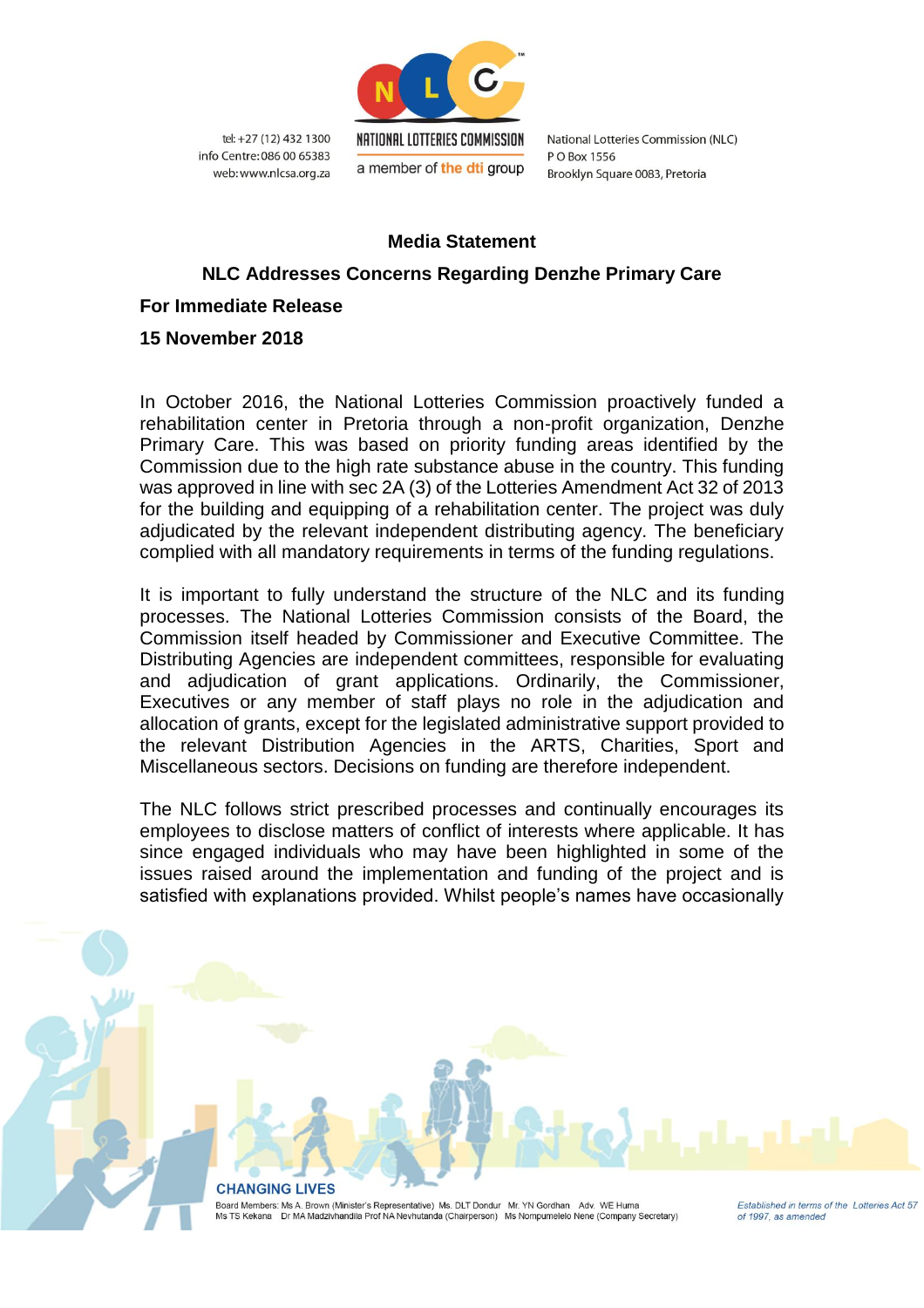tel: +27 (12) 432 1300
info Centre: 086 00 65383
web: www.nlcsa.org.za

NATIONAL LOTTERIES COMMISSION
a member of the dti group

National Lotteries Commission (NLC)
P O Box 1556
Brooklyn Square 0083, Pretoria

**Media Statement**

**NLC Addresses Concerns Regarding Denzhe Primary Care**

**For Immediate Release**

**15 November 2018**

In October 2016, the National Lotteries Commission proactively funded a rehabilitation center in Pretoria through a non-profit organization, Denzhe Primary Care. This was based on priority funding areas identified by the Commission due to the high rate substance abuse in the country. This funding was approved in line with sec 2A (3) of the Lotteries Amendment Act 32 of 2013 for the building and equipping of a rehabilitation center. The project was duly adjudicated by the relevant independent distributing agency. The beneficiary complied with all mandatory requirements in terms of the funding regulations.

It is important to fully understand the structure of the NLC and its funding processes. The National Lotteries Commission consists of the Board, the Commission itself headed by Commissioner and Executive Committee. The Distributing Agencies are independent committees, responsible for evaluating and adjudication of grant applications. Ordinarily, the Commissioner, Executives or any member of staff plays no role in the adjudication and allocation of grants, except for the legislated administrative support provided to the relevant Distribution Agencies in the ARTS, Charities, Sport and Miscellaneous sectors. Decisions on funding are therefore independent.

The NLC follows strict prescribed processes and continually encourages its employees to disclose matters of conflict of interests where applicable. It has since engaged individuals who may have been highlighted in some of the issues raised around the implementation and funding of the project and is satisfied with explanations provided. Whilst people's names have occasionally

CHANGING LIVES

Board Members: Ms A. Brown (Minister's Representative) Ms. DLT Dondur Mr. YN Gordhan Adv. WE Huma
Ms TS Kekana Dr MA Madzivhandila Prof NA Nevhutanda (Chairperson) Ms Nompumelelo Nene (Company Secretary)

*Established in terms of the Lotteries Act 57 of 1997, as amended*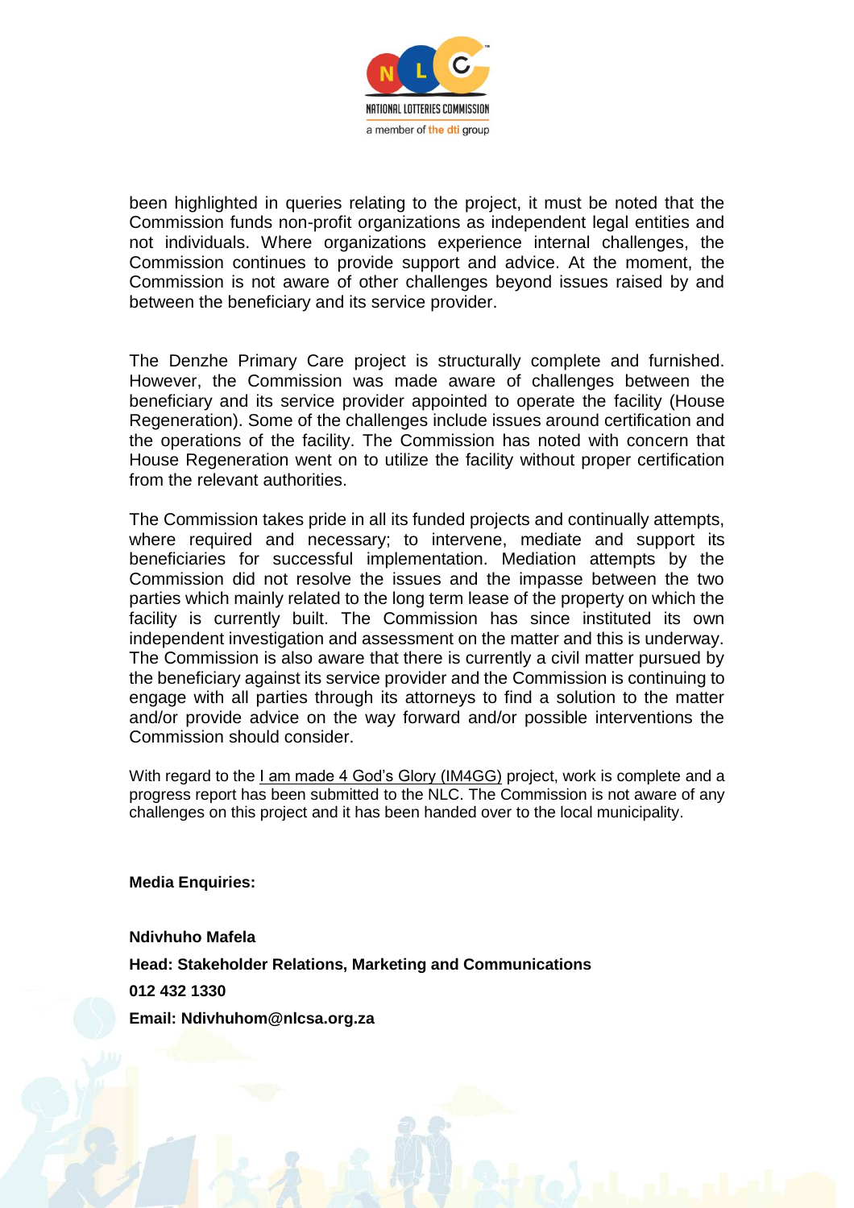been highlighted in queries relating to the project, it must be noted that the Commission funds non-profit organizations as independent legal entities and not individuals. Where organizations experience internal challenges, the Commission continues to provide support and advice. At the moment, the Commission is not aware of other challenges beyond issues raised by and between the beneficiary and its service provider.

The Denzhe Primary Care project is structurally complete and furnished. However, the Commission was made aware of challenges between the beneficiary and its service provider appointed to operate the facility (House Regeneration). Some of the challenges include issues around certification and the operations of the facility. The Commission has noted with concern that House Regeneration went on to utilize the facility without proper certification from the relevant authorities.

The Commission takes pride in all its funded projects and continually attempts, where required and necessary; to intervene, mediate and support its beneficiaries for successful implementation. Mediation attempts by the Commission did not resolve the issues and the impasse between the two parties which mainly related to the long term lease of the property on which the facility is currently built. The Commission has since instituted its own independent investigation and assessment on the matter and this is underway. The Commission is also aware that there is currently a civil matter pursued by the beneficiary against its service provider and the Commission is continuing to engage with all parties through its attorneys to find a solution to the matter and/or provide advice on the way forward and/or possible interventions the Commission should consider.

With regard to the I am made 4 God's Glory (IM4GG) project, work is complete and a progress report has been submitted to the NLC. The Commission is not aware of any challenges on this project and it has been handed over to the local municipality.

**Media Enquiries:**

**Ndivhuho Mafela**

**Head: Stakeholder Relations, Marketing and Communications**

**012 432 1330**

**Email: Ndivhuhom@nlcsa.org.za**